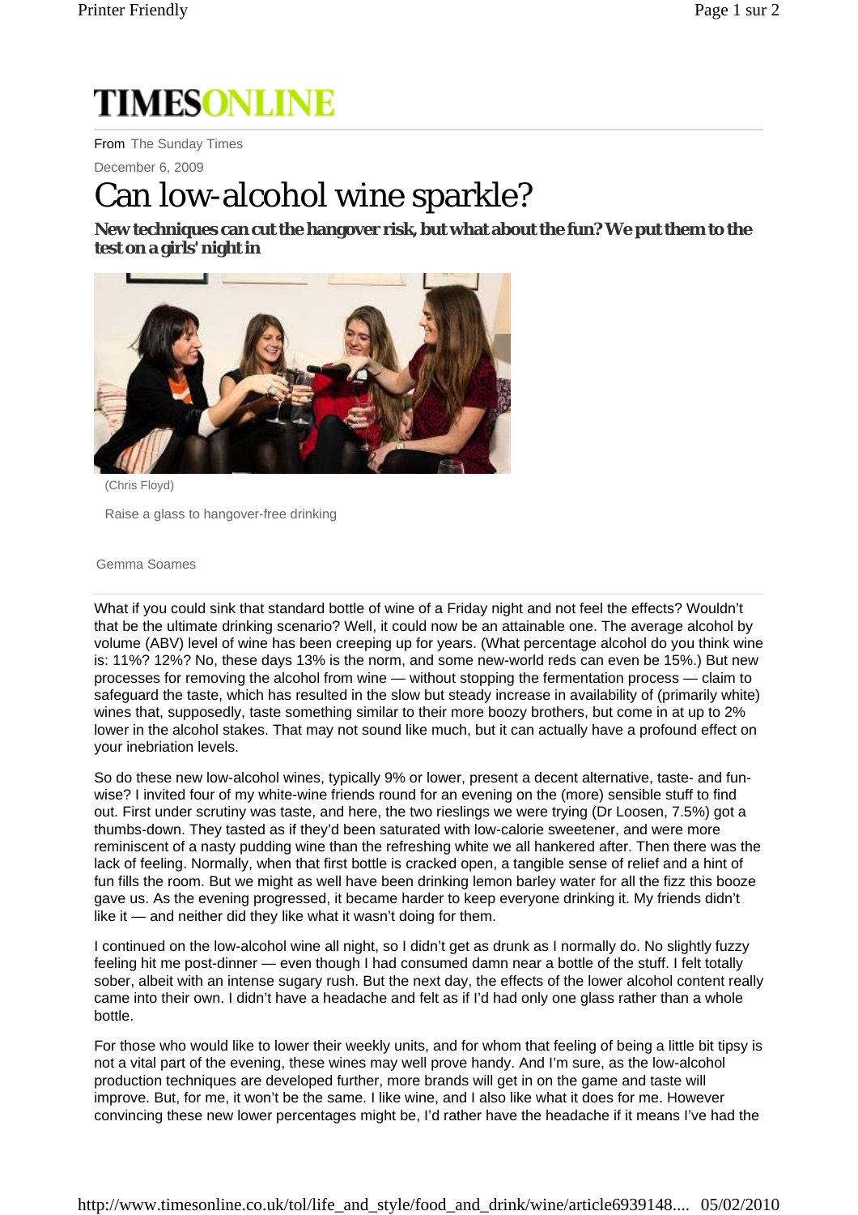TIMESONLINE

From The Sunday Times

December 6, 2009

# Can low-alcohol wine sparkle?

**New techniques can cut the hangover risk, but what about the fun? We put them to the test on a girls' night in**

(Chris Floyd)

Raise a glass to hangover-free drinking

Gemma Soames

What if you could sink that standard bottle of wine of a Friday night and not feel the effects? Wouldn't that be the ultimate drinking scenario? Well, it could now be an attainable one. The average alcohol by volume (ABV) level of wine has been creeping up for years. (What percentage alcohol do you think wine is: 11%? 12%? No, these days 13% is the norm, and some new-world reds can even be 15%.) But new processes for removing the alcohol from wine — without stopping the fermentation process — claim to safeguard the taste, which has resulted in the slow but steady increase in availability of (primarily white) wines that, supposedly, taste something similar to their more boozy brothers, but come in at up to 2% lower in the alcohol stakes. That may not sound like much, but it can actually have a profound effect on your inebriation levels.

So do these new low-alcohol wines, typically 9% or lower, present a decent alternative, taste- and fun-wise? I invited four of my white-wine friends round for an evening on the (more) sensible stuff to find out. First under scrutiny was taste, and here, the two rieslings we were trying (Dr Loosen, 7.5%) got a thumbs-down. They tasted as if they'd been saturated with low-calorie sweetener, and were more reminiscent of a nasty pudding wine than the refreshing white we all hankered after. Then there was the lack of feeling. Normally, when that first bottle is cracked open, a tangible sense of relief and a hint of fun fills the room. But we might as well have been drinking lemon barley water for all the fizz this booze gave us. As the evening progressed, it became harder to keep everyone drinking it. My friends didn't like it — and neither did they like what it wasn't doing for them.

I continued on the low-alcohol wine all night, so I didn't get as drunk as I normally do. No slightly fuzzy feeling hit me post-dinner — even though I had consumed damn near a bottle of the stuff. I felt totally sober, albeit with an intense sugary rush. But the next day, the effects of the lower alcohol content really came into their own. I didn't have a headache and felt as if I'd had only one glass rather than a whole bottle.

For those who would like to lower their weekly units, and for whom that feeling of being a little bit tipsy is not a vital part of the evening, these wines may well prove handy. And I'm sure, as the low-alcohol production techniques are developed further, more brands will get in on the game and taste will improve. But, for me, it won't be the same. I like wine, and I also like what it does for me. However convincing these new lower percentages might be, I'd rather have the headache if it means I've had the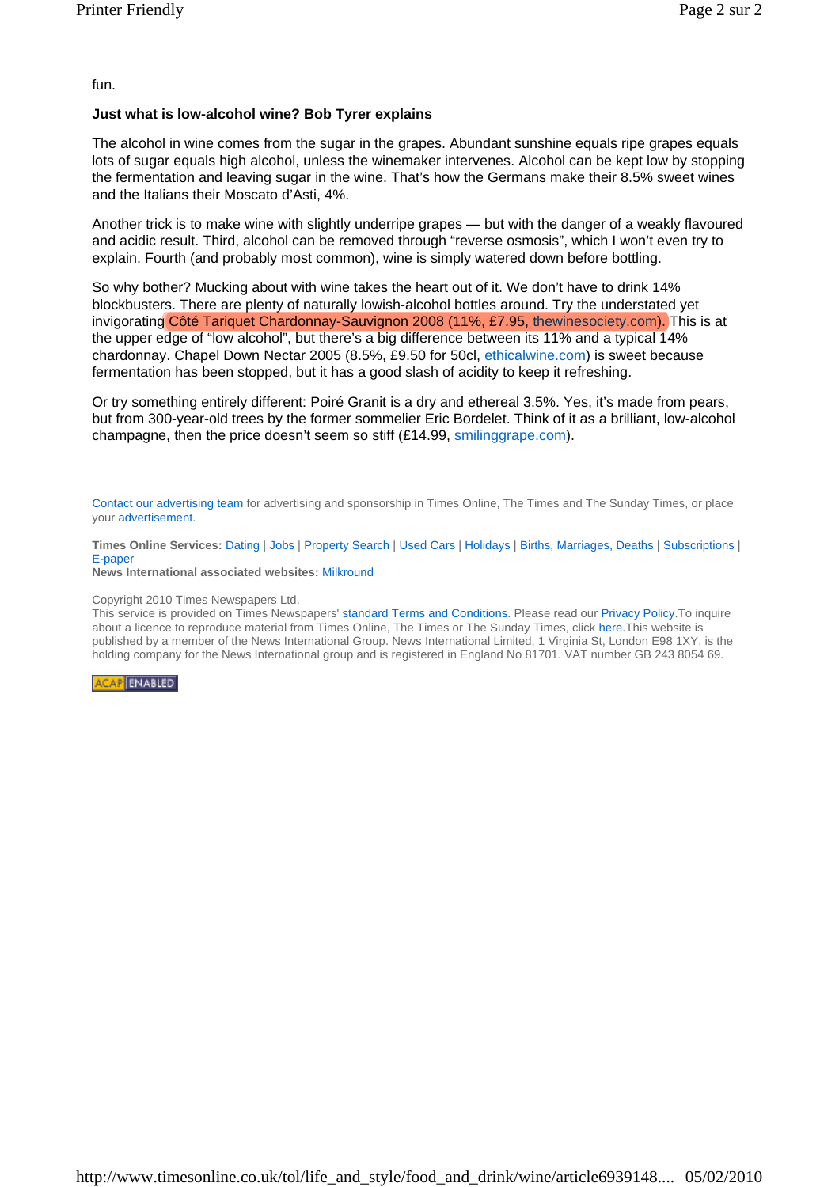fun.

**Just what is low-alcohol wine? Bob Tyrer explains**

The alcohol in wine comes from the sugar in the grapes. Abundant sunshine equals ripe grapes equals lots of sugar equals high alcohol, unless the winemaker intervenes. Alcohol can be kept low by stopping the fermentation and leaving sugar in the wine. That's how the Germans make their 8.5% sweet wines and the Italians their Moscato d'Asti, 4%.

Another trick is to make wine with slightly underripe grapes — but with the danger of a weakly flavoured and acidic result. Third, alcohol can be removed through "reverse osmosis", which I won't even try to explain. Fourth (and probably most common), wine is simply watered down before bottling.

So why bother? Mucking about with wine takes the heart out of it. We don't have to drink 14% blockbusters. There are plenty of naturally lowish-alcohol bottles around. Try the understated yet invigorating Côté Tariquet Chardonnay-Sauvignon 2008 (11%, £7.95, thewinesociety.com). This is at the upper edge of "low alcohol", but there's a big difference between its 11% and a typical 14% chardonnay. Chapel Down Nectar 2005 (8.5%, £9.50 for 50cl, ethicalwine.com) is sweet because fermentation has been stopped, but it has a good slash of acidity to keep it refreshing.

Or try something entirely different: Poiré Granit is a dry and ethereal 3.5%. Yes, it's made from pears, but from 300-year-old trees by the former sommelier Eric Bordelet. Think of it as a brilliant, low-alcohol champagne, then the price doesn't seem so stiff (£14.99, smilinggrape.com).

Contact our advertising team for advertising and sponsorship in Times Online, The Times and The Sunday Times, or place your advertisement.

**Times Online Services:** Dating | Jobs | Property Search | Used Cars | Holidays | Births, Marriages, Deaths | Subscriptions | E-paper
**News International associated websites:** Milkround

Copyright 2010 Times Newspapers Ltd.
This service is provided on Times Newspapers' standard Terms and Conditions. Please read our Privacy Policy.To inquire about a licence to reproduce material from Times Online, The Times or The Sunday Times, click here.This website is published by a member of the News International Group. News International Limited, 1 Virginia St, London E98 1XY, is the holding company for the News International group and is registered in England No 81701. VAT number GB 243 8054 69.

ACAP ENABLED